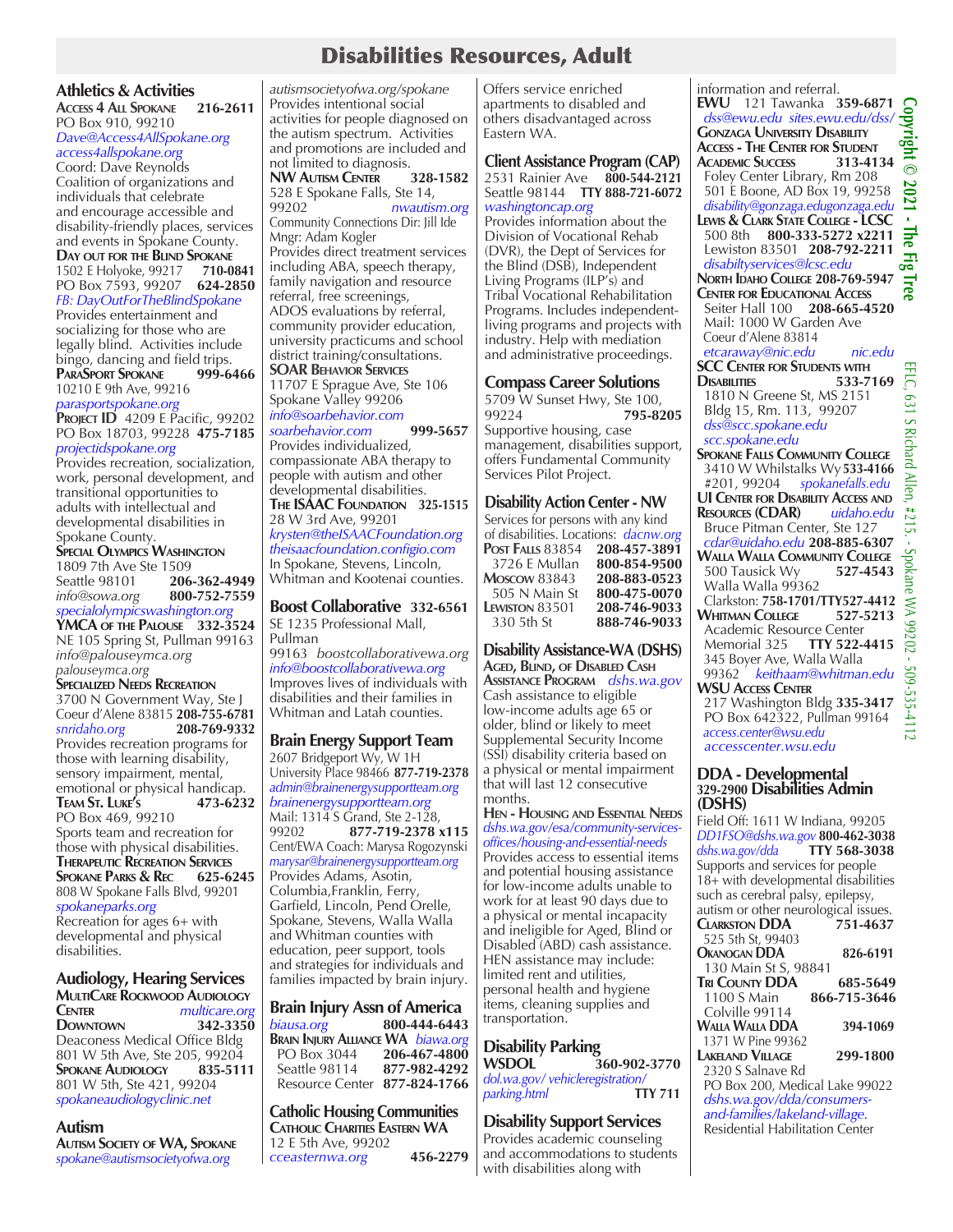# Disabilities Resources, Adult

## Athletics & Activities

**Access 4 All Spokane** 216-2611
PO Box 910, 99210
*Dave@Access4AllSpokane.org*
*access4allspokane.org*
Coord: Dave Reynolds
Coalition of organizations and individuals that celebrate and encourage accessible and disability-friendly places, services and events in Spokane County.

**Day out for the Blind Spokane**
1502 E Holyoke, 99217 **710-0841**
PO Box 7593, 99207 **624-2850**
*FB: DayOutForTheBlindSpokane*
Provides entertainment and socializing for those who are legally blind. Activities include bingo, dancing and field trips.

**ParaSport Spokane** 999-6466
10210 E 9th Ave, 99216
*parasportspokane.org*

**Project ID** 4209 E Pacific, 99202
PO Box 18703, 99228 **475-7185**
*projectidspokane.org*
Provides recreation, socialization, work, personal development, and transitional opportunities to adults with intellectual and developmental disabilities in Spokane County.

**Special Olympics Washington**
1809 7th Ave Ste 1509
Seattle 98101 **206-362-4949**
*info@sowa.org* **800-752-7559**
*specialolympicswashington.org*

**YMCA of the Palouse** 332-3524
NE 105 Spring St, Pullman 99163
*info@palouseymca.org*
*palouseymca.org*

**Specialized Needs Recreation**
3700 N Government Wy, Ste J
Coeur d'Alene 83815 **208-755-6781**
*snridaho.org* **208-769-9332**
Provides recreation programs for those with learning disability, sensory impairment, mental, emotional or physical handicap.

**Team St. Luke's** 473-6232
PO Box 469, 99210
Sports team and recreation for those with physical disabilities.

**Therapeutic Recreation Services Spokane Parks & Rec** 625-6245
808 W Spokane Falls Blvd, 99201
*spokaneparks.org*
Recreation for ages 6+ with developmental and physical disabilities.

## Audiology, Hearing Services

**MultiCare Rockwood Audiology Center** *multicare.org*
**Downtown** 342-3350
Deaconess Medical Office Bldg
801 W 5th Ave, Ste 205, 99204

**Spokane Audiology** 835-5111
801 W 5th, Ste 421, 99204
*spokaneaudiologyclinic.net*

## Autism

**Autism Society of WA, Spokane**
*spokane@autismsocietyofwa.org*
*autismsocietyofwa.org/spokane*
Provides intentional social activities for people diagnosed on the autism spectrum. Activities and promotions are included and not limited to diagnosis.

**NW Autism Center** 328-1582
528 E Spokane Falls, Ste 14,
99202 *nwautism.org*
Community Connections Dir: Jill Ide
Mngr: Adam Kogler
Provides direct treatment services including ABA, speech therapy, family navigation and resource referral, free screenings, ADOS evaluations by referral, community provider education, university practicums and school district training/consultations.

**SOAR Behavior Services**
11707 E Sprague Ave, Ste 106
Spokane Valley 99206
*info@soarbehavior.com*
*soarbehavior.com* **999-5657**
Provides individualized, compassionate ABA therapy to people with autism and other developmental disabilities.

**The ISAAC Foundation** 325-1515
28 W 3rd Ave, 99201
*krysten@theISAACFoundation.org*
*theisaacfoundation.configio.com*
In Spokane, Stevens, Lincoln, Whitman and Kootenai counties.

## Boost Collaborative 332-6561

SE 1235 Professional Mall, Pullman
99163 *boostcollaborativewa.org*
*info@boostcollaborativewa.org*
Improves lives of individuals with disabilities and their families in Whitman and Latah counties.

## Brain Energy Support Team

2607 Bridgeport Wy, W 1H
University Place 98466 **877-719-2378**
*admin@brainenergysupportteam.org*
*brainenergysupportteam.org*
Mail: 1314 S Grand, Ste 2-128,
99202 **877-719-2378 x115**
Cent/EWA Coach: Marysa Rogozynski
*marysar@brainenergysupportteam.org*
Provides Adams, Asotin, Columbia, Franklin, Ferry, Garfield, Lincoln, Pend Orelle, Spokane, Stevens, Walla Walla and Whitman counties with education, peer support, tools and strategies for individuals and families impacted by brain injury.

## Brain Injury Assn of America

*biausa.org* **800-444-6443**

**Brain Injury Alliance WA** *biawa.org*
PO Box 3044 **206-467-4800**
Seattle 98114 **877-982-4292**
Resource Center **877-824-1766**

## Catholic Housing Communities

**Catholic Charities Eastern WA**
12 E 5th Ave, 99202
*cceasternwa.org* **456-2279**
Offers service enriched apartments to disabled and others disadvantaged across Eastern WA.

## Client Assistance Program (CAP)

2531 Rainier Ave **800-544-2121**
Seattle 98144 **TTY 888-721-6072**
*washingtoncap.org*
Provides information about the Division of Vocational Rehab (DVR), the Dept of Services for the Blind (DSB), Independent Living Programs (ILP's) and Tribal Vocational Rehabilitation Programs. Includes independent-living programs and projects with industry. Help with mediation and administrative proceedings.

## Compass Career Solutions

5709 W Sunset Hwy, Ste 100,
99224 **795-8205**
Supportive housing, case management, disabilities support, offers Fundamental Community Services Pilot Project.

## Disability Action Center - NW

Services for persons with any kind of disabilities. Locations: *dacnw.org*

**Post Falls** 83854 **208-457-3891**
3726 E Mullan **800-854-9500**
**Moscow** 83843 **208-883-0523**
505 N Main St **800-475-0070**
**Lewiston** 83501 **208-746-9033**
330 5th St **888-746-9033**

## Disability Assistance-WA (DSHS)

**Aged, Blind, of Disabled Cash Assistance Program** *dshs.wa.gov*
Cash assistance to eligible low-income adults age 65 or older, blind or likely to meet Supplemental Security Income (SSI) disability criteria based on a physical or mental impairment that will last 12 consecutive months.

**Hen - Housing and Essential Needs**
*dshs.wa.gov/esa/community-services-offices/housing-and-essential-needs*
Provides access to essential items and potential housing assistance for low-income adults unable to work for at least 90 days due to a physical or mental incapacity and ineligible for Aged, Blind or Disabled (ABD) cash assistance. HEN assistance may include: limited rent and utilities, personal health and hygiene items, cleaning supplies and transportation.

## Disability Parking

**WSDOL** **360-902-3770**
*dol.wa.gov/ vehicleregistration/ parking.html* **TTY 711**

## Disability Support Services

Provides academic counseling and accommodations to students with disabilities along with information and referral.

**EWU** 121 Tawanka **359-6871**
*dss@ewu.edu* *sites.ewu.edu/dss/*

**Gonzaga University Disability Access - The Center for Student Academic Success** **313-4134**
Foley Center Library, Rm 208
501 E Boone, AD Box 19, 99258
*disability@gonzaga.edugonzaga.edu*

**Lewis & Clark State College - LCSC**
500 8th **800-333-5272 x2211**
Lewiston 83501 **208-792-2211**
*disabiltyservices@lcsc.edu*

**North Idaho College 208-769-5947**
**Center for Educational Access**
Seiter Hall 100 **208-665-4520**
Mail: 1000 W Garden Ave
Coeur d'Alene 83814
*etcaraway@nic.edu* *nic.edu*

**SCC Center for Students with Disabilities** **533-7169**
1810 N Greene St, MS 2151
Bldg 15, Rm. 113, 99207
*dss@scc.spokane.edu*
*scc.spokane.edu*

**Spokane Falls Community College**
3410 W Whitstalks Wy **533-4166**
#201, 99204 *spokanefalls.edu*

**UI Center for Disability Access and Resources (CDAR)** *uidaho.edu*
Bruce Pitman Center, Ste 127
*cdar@uidaho.edu* **208-885-6307**

**Walla Walla Community College**
500 Tausick Wy **527-4543**
Walla Walla 99362
Clarkston: **758-1701/TTY527-4412**

**Whitman College** **527-5213**
Academic Resource Center
Memorial 325 **TTY 522-4415**
345 Boyer Ave, Walla Walla
99362 *keithaam@whitman.edu*

**WSU Access Center**
217 Washington Bldg **335-3417**
PO Box 642322, Pullman 99164
*access.center@wsu.edu*
*accesscenter.wsu.edu*

## DDA - Developmental Disabilities Admin (DSHS)

**329-2900**
Field Off: 1611 W Indiana, 99205
*DD1FSO@dshs.wa.gov* **800-462-3038**
*dshs.wa.gov/dda* **TTY 568-3038**
Supports and services for people 18+ with developmental disabilities such as cerebral palsy, epilepsy, autism or other neurological issues.

**Clarkston DDA** **751-4637**
525 5th St, 99403

**Okanogan DDA** **826-6191**
130 Main St S, 98841

**Tri County DDA** **685-5649**
1100 S Main **866-715-3646**
Colville 99114

**Walla Walla DDA** **394-1069**
1371 W Pine 99362

**Lakeland Village** **299-1800**
2320 S Salnave Rd
PO Box 200, Medical Lake 99022
*dshs.wa.gov/dda/consumers-and-families/lakeland-village.*
Residential Habilitation Center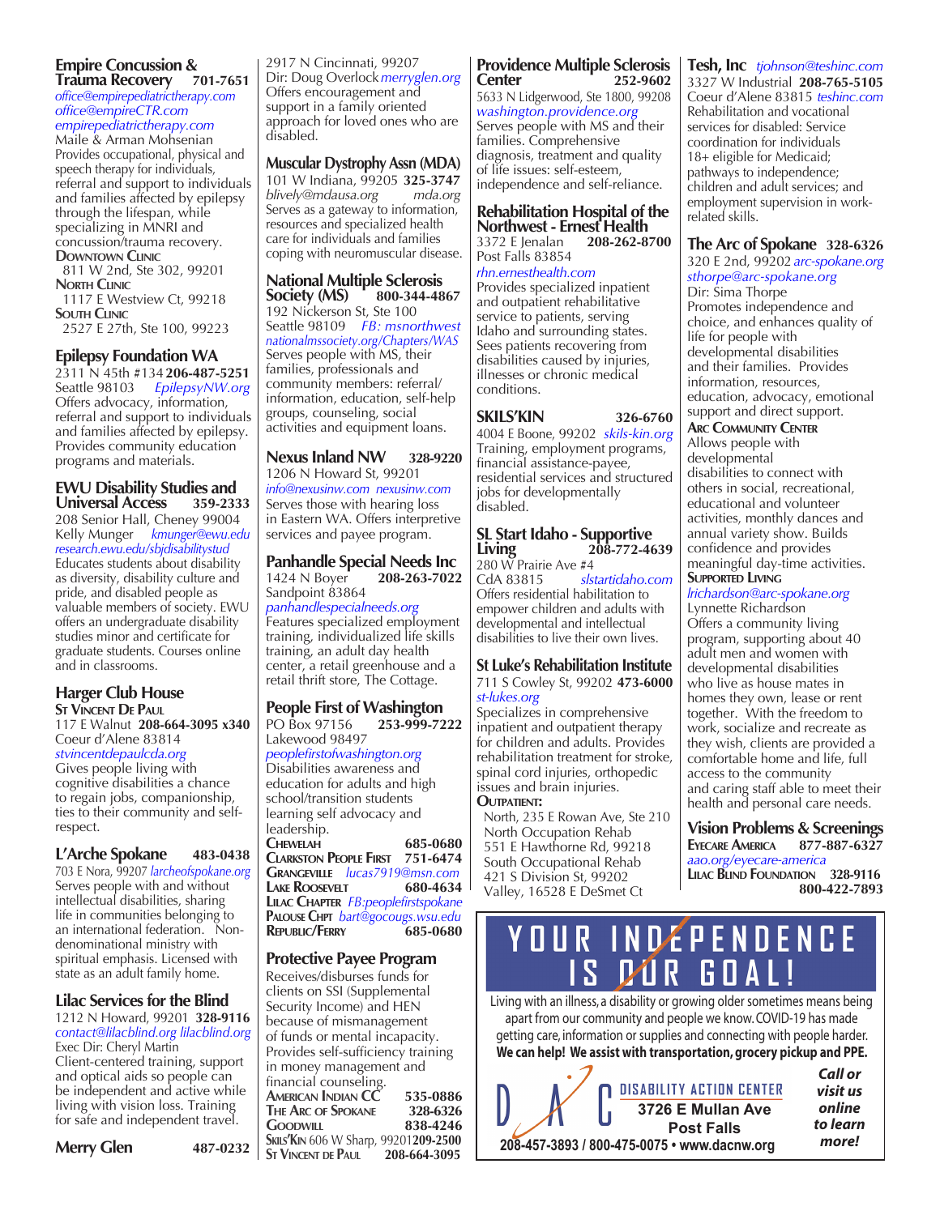## Empire Concussion & Trauma Recovery 701-7651

*office@empirepediatrictherapy.com*
*office@empireCTR.com*
*empirepediatrictherapy.com*
Maile & Arman Mohsenian
Provides occupational, physical and speech therapy for individuals, referral and support to individuals and families affected by epilepsy through the lifespan, while specializing in MNRI and concussion/trauma recovery.

**Downtown Clinic**
811 W 2nd, Ste 302, 99201
**North Clinic**
1117 E Westview Ct, 99218
**South Clinic**
2527 E 27th, Ste 100, 99223

## Epilepsy Foundation WA

2311 N 45th #134 **206-487-5251**
Seattle 98103 *EpilepsyNW.org*
Offers advocacy, information, referral and support to individuals and families affected by epilepsy. Provides community education programs and materials.

## EWU Disability Studies and Universal Access 359-2333

208 Senior Hall, Cheney 99004
Kelly Munger *kmunger@ewu.edu*
*research.ewu.edu/sbjdisabilitystud*
Educates students about disability as diversity, disability culture and pride, and disabled people as valuable members of society. EWU offers an undergraduate disability studies minor and certificate for graduate students. Courses online and in classrooms.

## Harger Club House

**St Vincent De Paul**
117 E Walnut **208-664-3095 x340**
Coeur d'Alene 83814
*stvincentdepaulcda.org*
Gives people living with cognitive disabilities a chance to regain jobs, companionship, ties to their community and self-respect.

## L'Arche Spokane 483-0438

703 E Nora, 99207 *larcheofspokane.org*
Serves people with and without intellectual disabilities, sharing life in communities belonging to an international federation. Non-denominational ministry with spiritual emphasis. Licensed with state as an adult family home.

## Lilac Services for the Blind

1212 N Howard, 99201 **328-9116**
*contact@lilacblind.org lilacblind.org*
Exec Dir: Cheryl Martin
Client-centered training, support and optical aids so people can be independent and active while living with vision loss. Training for safe and independent travel.

## Merry Glen 487-0232

2917 N Cincinnati, 99207
Dir: Doug Overlock *merryglen.org*
Offers encouragement and support in a family oriented approach for loved ones who are disabled.

## Muscular Dystrophy Assn (MDA)

101 W Indiana, 99205 **325-3747**
*blively@mdausa.org mda.org*
Serves as a gateway to information, resources and specialized health care for individuals and families coping with neuromuscular disease.

## National Multiple Sclerosis Society (MS) 800-344-4867

192 Nickerson St, Ste 100
Seattle 98109 *FB: msnorthwest*
*nationalmssociety.org/Chapters/WAS*
Serves people with MS, their families, professionals and community members: referral/information, education, self-help groups, counseling, social activities and equipment loans.

## Nexus Inland NW 328-9220

1206 N Howard St, 99201
*info@nexusinw.com nexusinw.com*
Serves those with hearing loss in Eastern WA. Offers interpretive services and payee program.

## Panhandle Special Needs Inc

1424 N Boyer **208-263-7022**
Sandpoint 83864
*panhandlespecialneeds.org*
Features specialized employment training, individualized life skills training, an adult day health center, a retail greenhouse and a retail thrift store, The Cottage.

## People First of Washington

PO Box 97156 **253-999-7222**
Lakewood 98497
*peoplefirstofwashington.org*
Disabilities awareness and education for adults and high school/transition students learning self advocacy and leadership.

**Chewelah** 685-0680
**Clarkston People First** 751-6474
**Grangeville** *lucas7919@msn.com*
**Lake Roosevelt** 680-4634
**Lilac Chapter** *FB:peoplefirstspokane*
**Palouse Chpt** *bart@gocougs.wsu.edu*
**Republic/Ferry** 685-0680

## Protective Payee Program

Receives/disburses funds for clients on SSI (Supplemental Security Income) and HEN because of mismanagement of funds or mental incapacity. Provides self-sufficiency training in money management and financial counseling.

**American Indian CC** 535-0886
**The Arc of Spokane** 328-6326
**Goodwill** 838-4246
**Skils'Kin** 606 W Sharp, 99201 **209-2500**
**St Vincent de Paul** 208-664-3095

## Providence Multiple Sclerosis Center 252-9602

5633 N Lidgerwood, Ste 1800, 99208
*washington.providence.org*
Serves people with MS and their families. Comprehensive diagnosis, treatment and quality of life issues: self-esteem, independence and self-reliance.

## Rehabilitation Hospital of the Northwest - Ernest Health

3372 E Jenalan **208-262-8700**
Post Falls 83854
*rhn.ernesthealth.com*
Provides specialized inpatient and outpatient rehabilitative service to patients, serving Idaho and surrounding states. Sees patients recovering from disabilities caused by injuries, illnesses or chronic medical conditions.

## SKILS'KIN 326-6760

4004 E Boone, 99202 *skils-kin.org*
Training, employment programs, financial assistance-payee, residential services and structured jobs for developmentally disabled.

## SL Start Idaho - Supportive Living 208-772-4639

280 W Prairie Ave #4
CdA 83815 *slstartidaho.com*
Offers residential habilitation to empower children and adults with developmental and intellectual disabilities to live their own lives.

## St Luke's Rehabilitation Institute

711 S Cowley St, 99202 **473-6000**
*st-lukes.org*
Specializes in comprehensive inpatient and outpatient therapy for children and adults. Provides rehabilitation treatment for stroke, spinal cord injuries, orthopedic issues and brain injuries.

**Outpatient:**
North, 235 E Rowan Ave, Ste 210
North Occupation Rehab
551 E Hawthorne Rd, 99218
South Occupational Rehab
421 S Division St, 99202
Valley, 16528 E DeSmet Ct

## Tesh, Inc *tjohnson@teshinc.com*

3327 W Industrial **208-765-5105**
Coeur d'Alene 83815 *teshinc.com*
Rehabilitation and vocational services for disabled: Service coordination for individuals 18+ eligible for Medicaid; pathways to independence; children and adult services; and employment supervision in work-related skills.

## The Arc of Spokane 328-6326

320 E 2nd, 99202 *arc-spokane.org*
*sthorpe@arc-spokane.org*
Dir: Sima Thorpe
Promotes independence and choice, and enhances quality of life for people with developmental disabilities and their families. Provides information, resources, education, advocacy, emotional support and direct support.

**Arc Community Center**
Allows people with developmental disabilities to connect with others in social, recreational, educational and volunteer activities, monthly dances and annual variety show. Builds confidence and provides meaningful day-time activities.

**Supported Living**
*lrichardson@arc-spokane.org*
Lynnette Richardson
Offers a community living program, supporting about 40 adult men and women with developmental disabilities who live as house mates in homes they own, lease or rent together. With the freedom to work, socialize and recreate as they wish, clients are provided a comfortable home and life, full access to the community and caring staff able to meet their health and personal care needs.

## Vision Problems & Screenings

**Eyecare America** 877-887-6327
*aao.org/eyecare-america*
**Lilac Blind Foundation** 328-9116
800-422-7893

---

**YOUR INDEPENDENCE IS OUR GOAL!**

Living with an illness, a disability or growing older sometimes means being apart from our community and people we know. COVID-19 has made getting care, information or supplies and connecting with people harder.
**We can help! We assist with transportation, grocery pickup and PPE.**

DAC **DISABILITY ACTION CENTER**
**3726 E Mullan Ave**
**Post Falls**
**208-457-3893 / 800-475-0075 • www.dacnw.org**

***Call or visit us online to learn more!***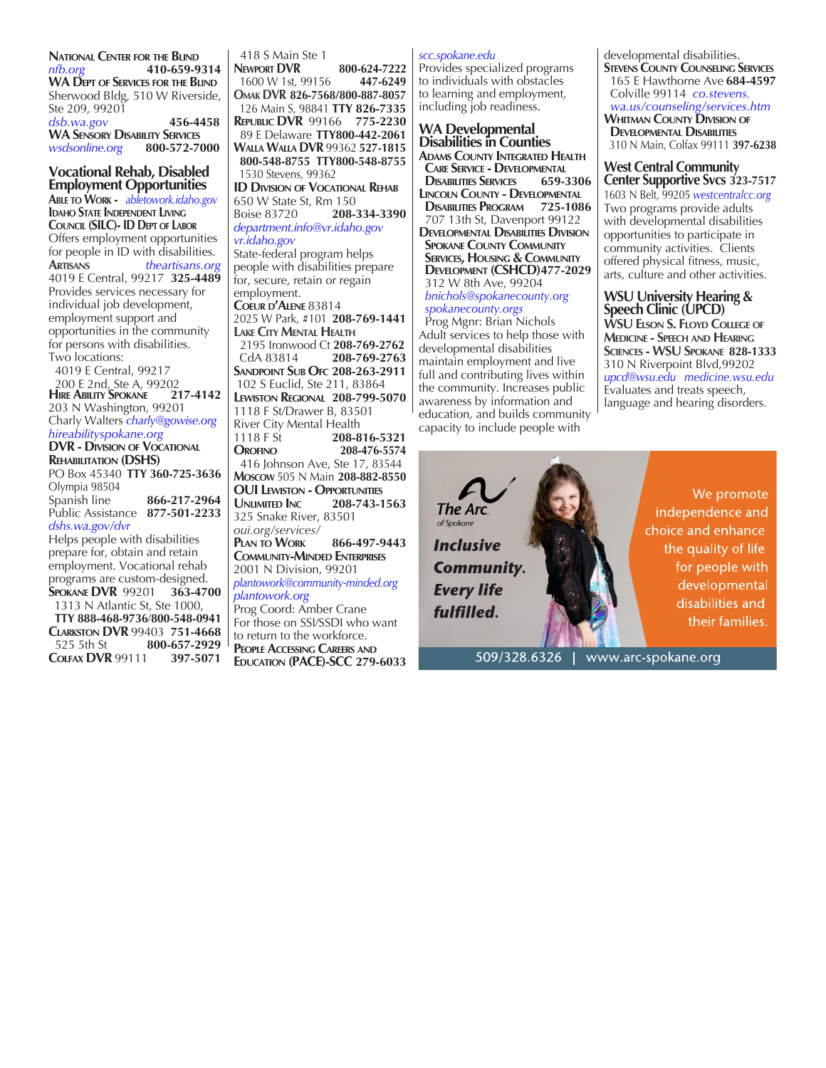**National Center for the Blind**
nfb.org 410-659-9314

**WA Dept of Services for the Blind**
Sherwood Bldg, 510 W Riverside, Ste 209, 99201
dsb.wa.gov 456-4458

**WA Sensory Disability Services**
wsdsonline.org 800-572-7000

## Vocational Rehab, Disabled Employment Opportunities

**Able to Work -** abletowork.idaho.gov

**Idaho State Independent Living Council (SILC)- ID Dept of Labor**
Offers employment opportunities for people in ID with disabilities.

**Artisans** theartisans.org
4019 E Central, 99217 325-4489
Provides services necessary for individual job development, employment support and opportunities in the community for persons with disabilities.
Two locations:
4019 E Central, 99217
200 E 2nd, Ste A, 99202

**Hire Ability Spokane** 217-4142
203 N Washington, 99201
Charly Walters charly@gowise.org
hireabilityspokane.org

**DVR - Division of Vocational Rehabilitation (DSHS)**
PO Box 45340 TTY 360-725-3636
Olympia 98504
Spanish line 866-217-2964
Public Assistance 877-501-2233
dshs.wa.gov/dvr
Helps people with disabilities prepare for, obtain and retain employment. Vocational rehab programs are custom-designed.

**Spokane DVR** 99201 363-4700
1313 N Atlantic St, Ste 1000,
TTY 888-468-9736/800-548-0941

**Clarkston DVR** 99403 751-4668
525 5th St 800-657-2929

**Colfax DVR** 99111 397-5071
418 S Main Ste 1

**Newport DVR** 800-624-7222
1600 W 1st, 99156 447-6249

**Omak DVR** 826-7568/800-887-8057
126 Main S, 98841 TTY 826-7335

**Republic DVR** 99166 775-2230
89 E Delaware TTY800-442-2061

**Walla Walla DVR** 99362 527-1815
800-548-8755 TTY800-548-8755
1530 Stevens, 99362

**ID Division of Vocational Rehab**
650 W State St, Rm 150
Boise 83720 208-334-3390
department.info@vr.idaho.gov
vr.idaho.gov
State-federal program helps people with disabilities prepare for, secure, retain or regain employment.

**Coeur d'Alene** 83814
2025 W Park, #101 208-769-1441

**Lake City Mental Health**
2195 Ironwood Ct 208-769-2762
CdA 83814 208-769-2763

**Sandpoint Sub Ofc** 208-263-2911
102 S Euclid, Ste 211, 83864

**Lewiston Regional** 208-799-5070
1118 F St/Drawer B, 83501
River City Mental Health
1118 F St 208-816-5321

**Orofino** 208-476-5574
416 Johnson Ave, Ste 17, 83544

**Moscow** 505 N Main 208-882-8550

**OUI Lewiston - Opportunities Unlimited Inc** 208-743-1563
325 Snake River, 83501
oui.org/services/

**Plan to Work** 866-497-9443

**Community-Minded Enterprises**
2001 N Division, 99201
plantowork@community-minded.org
plantowork.org
Prog Coord: Amber Crane
For those on SSI/SSDI who want to return to the workforce.

**People Accessing Careers and Education (PACE)-SCC** 279-6033
scc.spokane.edu
Provides specialized programs to individuals with obstacles to learning and employment, including job readiness.

## WA Developmental Disabilities in Counties

**Adams County Integrated Health Care Service - Developmental Disabilities Services** 659-3306

**Lincoln County - Developmental Disabilities Program** 725-1086
707 13th St, Davenport 99122

**Developmental Disabilities Division Spokane County Community Services, Housing & Community Development (CSHCD)** 477-2029
312 W 8th Ave, 99204
bnichols@spokanecounty.org
spokanecounty.orgs
Prog Mgnr: Brian Nichols
Adult services to help those with developmental disabilities maintain employment and live full and contributing lives within the community. Increases public awareness by information and education, and builds community capacity to include people with developmental disabilities.

**Stevens County Counseling Services**
165 E Hawthorne Ave 684-4597
Colville 99114 co.stevens.wa.us/counseling/services.htm

**Whitman County Division of Developmental Disabilities**
310 N Main, Colfax 99111 397-6238

## West Central Community Center Supportive Svcs 323-7517

1603 N Belt, 99205 westcentralcc.org
Two programs provide adults with developmental disabilities opportunities to participate in community activities. Clients offered physical fitness, music, arts, culture and other activities.

## WSU University Hearing & Speech Clinic (UPCD)

**WSU Elson S. Floyd College of Medicine - Speech and Hearing Sciences - WSU Spokane** 828-1333
310 N Riverpoint Blvd,99202
upcd@wsu.edu medicine.wsu.edu
Evaluates and treats speech, language and hearing disorders.

The Arc of Spokane

Inclusive Community. Every life fulfilled.

We promote independence and choice and enhance the quality of life for people with developmental disabilities and their families.

509/328.6326 | www.arc-spokane.org